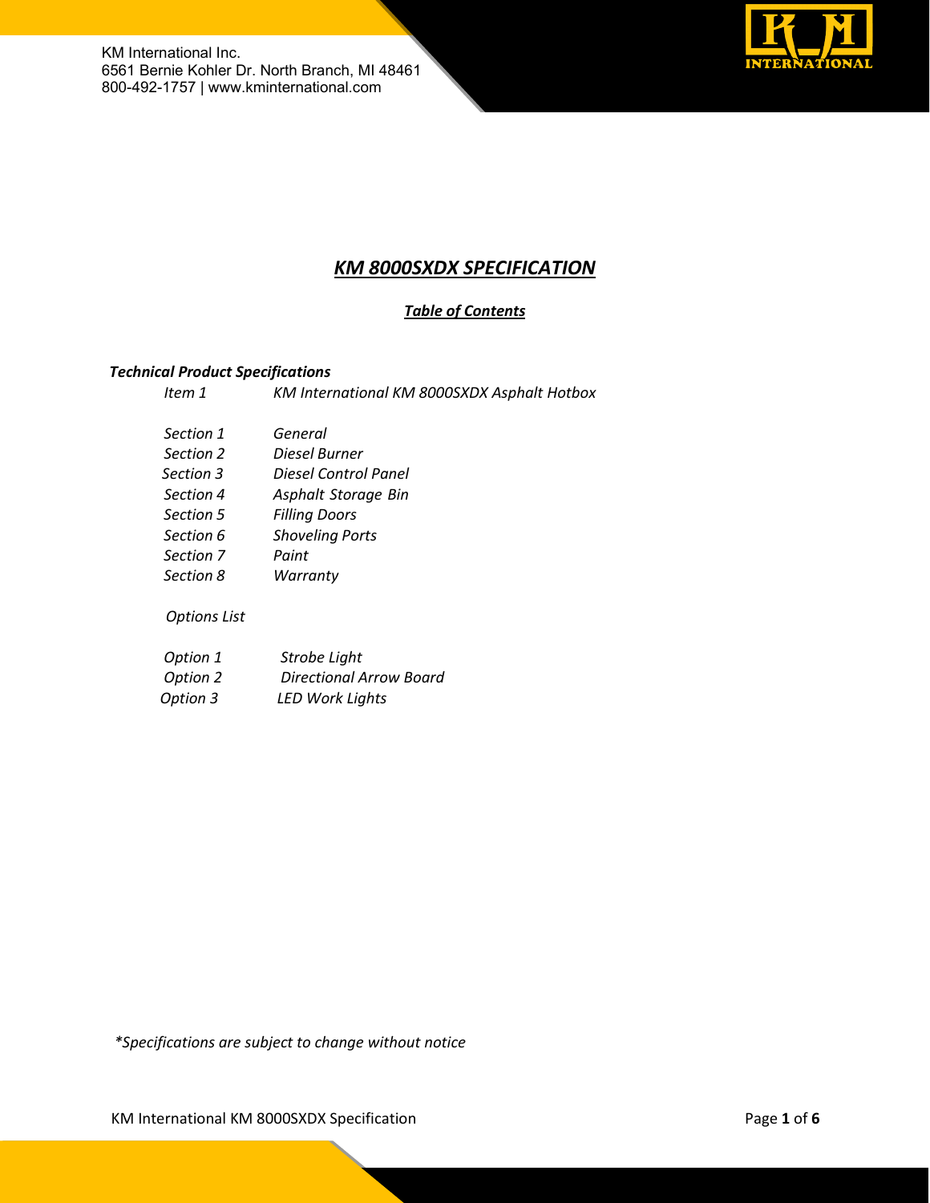KM International Inc.
6561 Bernie Kohler Dr. North Branch, MI 48461
800-492-1757 | www.kminternational.com

# ***KM 8000SXDX SPECIFICATION***

## ***Table of Contents***

***Technical Product Specifications***

| | |
|---|---|
| *Item 1* | *KM International KM 8000SXDX Asphalt Hotbox* |
| *Section 1* | *General* |
| *Section 2* | *Diesel Burner* |
| *Section 3* | *Diesel Control Panel* |
| *Section 4* | *Asphalt Storage Bin* |
| *Section 5* | *Filling Doors* |
| *Section 6* | *Shoveling Ports* |
| *Section 7* | *Paint* |
| *Section 8* | *Warranty* |

*Options List*

| | |
|---|---|
| *Option 1* | *Strobe Light* |
| *Option 2* | *Directional Arrow Board* |
| *Option 3* | *LED Work Lights* |

**Specifications are subject to change without notice*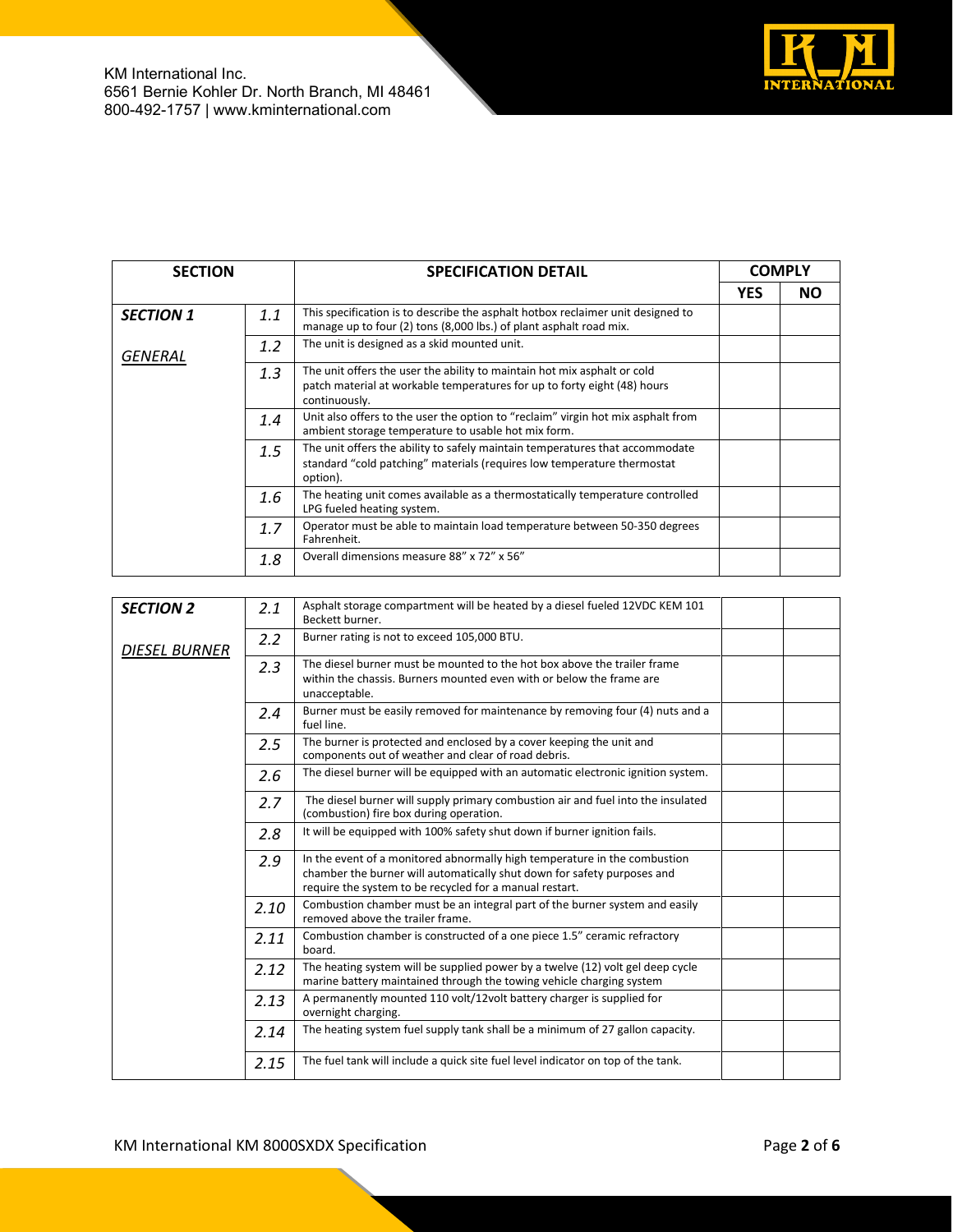KM International Inc.
6561 Bernie Kohler Dr. North Branch, MI 48461
800-492-1757 | www.kminternational.com

| SECTION | | SPECIFICATION DETAIL | COMPLY | |
|---|---|---|---|---|
| | | | **YES** | **NO** |
| ***SECTION 1*** | *1.1* | This specification is to describe the asphalt hotbox reclaimer unit designed to manage up to four (2) tons (8,000 lbs.) of plant asphalt road mix. | | |
| *GENERAL* | *1.2* | The unit is designed as a skid mounted unit. | | |
| | *1.3* | The unit offers the user the ability to maintain hot mix asphalt or cold patch material at workable temperatures for up to forty eight (48) hours continuously. | | |
| | *1.4* | Unit also offers to the user the option to "reclaim" virgin hot mix asphalt from ambient storage temperature to usable hot mix form. | | |
| | *1.5* | The unit offers the ability to safely maintain temperatures that accommodate standard "cold patching" materials (requires low temperature thermostat option). | | |
| | *1.6* | The heating unit comes available as a thermostatically temperature controlled LPG fueled heating system. | | |
| | *1.7* | Operator must be able to maintain load temperature between 50-350 degrees Fahrenheit. | | |
| | *1.8* | Overall dimensions measure 88" x 72" x 56" | | |

| | | | | |
|---|---|---|---|---|
| ***SECTION 2*** | *2.1* | Asphalt storage compartment will be heated by a diesel fueled 12VDC KEM 101 Beckett burner. | | |
| *DIESEL BURNER* | *2.2* | Burner rating is not to exceed 105,000 BTU. | | |
| | *2.3* | The diesel burner must be mounted to the hot box above the trailer frame within the chassis. Burners mounted even with or below the frame are unacceptable. | | |
| | *2.4* | Burner must be easily removed for maintenance by removing four (4) nuts and a fuel line. | | |
| | *2.5* | The burner is protected and enclosed by a cover keeping the unit and components out of weather and clear of road debris. | | |
| | *2.6* | The diesel burner will be equipped with an automatic electronic ignition system. | | |
| | *2.7* | The diesel burner will supply primary combustion air and fuel into the insulated (combustion) fire box during operation. | | |
| | *2.8* | It will be equipped with 100% safety shut down if burner ignition fails. | | |
| | *2.9* | In the event of a monitored abnormally high temperature in the combustion chamber the burner will automatically shut down for safety purposes and require the system to be recycled for a manual restart. | | |
| | *2.10* | Combustion chamber must be an integral part of the burner system and easily removed above the trailer frame. | | |
| | *2.11* | Combustion chamber is constructed of a one piece 1.5" ceramic refractory board. | | |
| | *2.12* | The heating system will be supplied power by a twelve (12) volt gel deep cycle marine battery maintained through the towing vehicle charging system | | |
| | *2.13* | A permanently mounted 110 volt/12volt battery charger is supplied for overnight charging. | | |
| | *2.14* | The heating system fuel supply tank shall be a minimum of 27 gallon capacity. | | |
| | *2.15* | The fuel tank will include a quick site fuel level indicator on top of the tank. | | |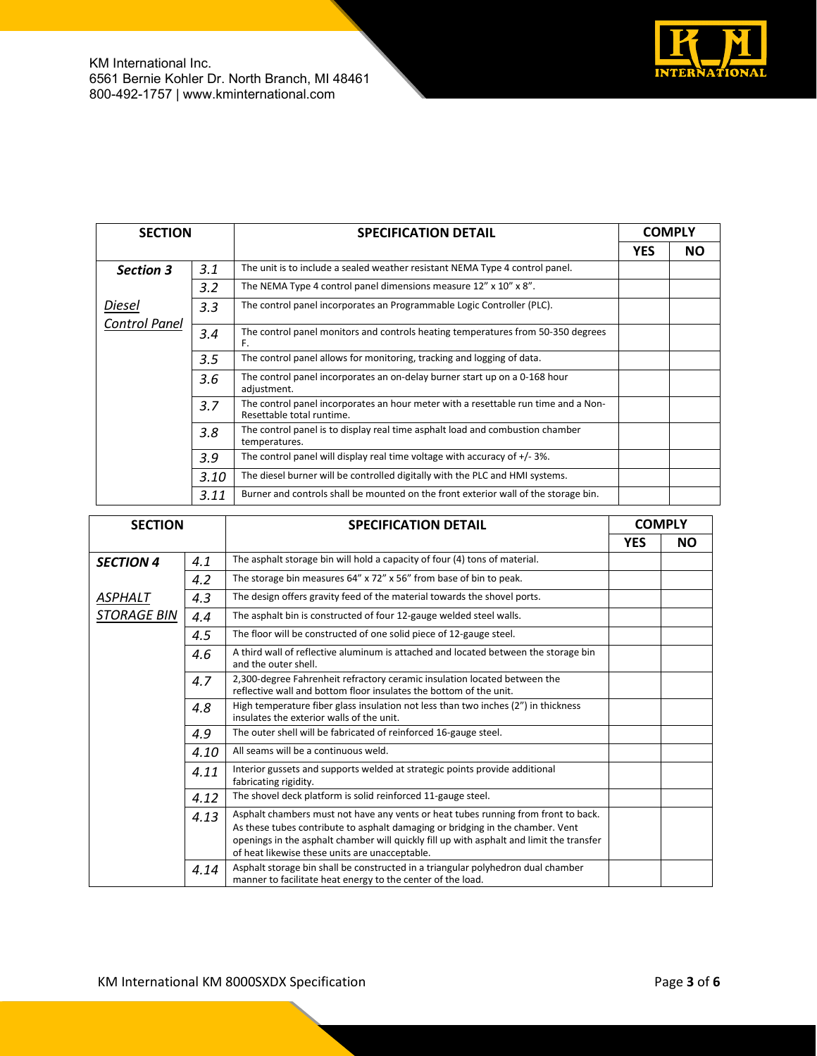KM International Inc.
6561 Bernie Kohler Dr. North Branch, MI 48461
800-492-1757 | www.kminternational.com

| SECTION | | SPECIFICATION DETAIL | COMPLY | |
|---|---|---|---|---|
| | | | YES | NO |
| ***Section 3*** | *3.1* | The unit is to include a sealed weather resistant NEMA Type 4 control panel. | | |
| | *3.2* | The NEMA Type 4 control panel dimensions measure 12" x 10" x 8". | | |
| *Diesel Control Panel* | *3.3* | The control panel incorporates an Programmable Logic Controller (PLC). | | |
| | *3.4* | The control panel monitors and controls heating temperatures from 50-350 degrees F. | | |
| | *3.5* | The control panel allows for monitoring, tracking and logging of data. | | |
| | *3.6* | The control panel incorporates an on-delay burner start up on a 0-168 hour adjustment. | | |
| | *3.7* | The control panel incorporates an hour meter with a resettable run time and a Non-Resettable total runtime. | | |
| | *3.8* | The control panel is to display real time asphalt load and combustion chamber temperatures. | | |
| | *3.9* | The control panel will display real time voltage with accuracy of +/- 3%. | | |
| | *3.10* | The diesel burner will be controlled digitally with the PLC and HMI systems. | | |
| | *3.11* | Burner and controls shall be mounted on the front exterior wall of the storage bin. | | |

| SECTION | | SPECIFICATION DETAIL | COMPLY | |
|---|---|---|---|---|
| | | | YES | NO |
| ***SECTION 4*** | *4.1* | The asphalt storage bin will hold a capacity of four (4) tons of material. | | |
| | *4.2* | The storage bin measures 64" x 72" x 56" from base of bin to peak. | | |
| *ASPHALT STORAGE BIN* | *4.3* | The design offers gravity feed of the material towards the shovel ports. | | |
| | *4.4* | The asphalt bin is constructed of four 12-gauge welded steel walls. | | |
| | *4.5* | The floor will be constructed of one solid piece of 12-gauge steel. | | |
| | *4.6* | A third wall of reflective aluminum is attached and located between the storage bin and the outer shell. | | |
| | *4.7* | 2,300-degree Fahrenheit refractory ceramic insulation located between the reflective wall and bottom floor insulates the bottom of the unit. | | |
| | *4.8* | High temperature fiber glass insulation not less than two inches (2") in thickness insulates the exterior walls of the unit. | | |
| | *4.9* | The outer shell will be fabricated of reinforced 16-gauge steel. | | |
| | *4.10* | All seams will be a continuous weld. | | |
| | *4.11* | Interior gussets and supports welded at strategic points provide additional fabricating rigidity. | | |
| | *4.12* | The shovel deck platform is solid reinforced 11-gauge steel. | | |
| | *4.13* | Asphalt chambers must not have any vents or heat tubes running from front to back. As these tubes contribute to asphalt damaging or bridging in the chamber. Vent openings in the asphalt chamber will quickly fill up with asphalt and limit the transfer of heat likewise these units are unacceptable. | | |
| | *4.14* | Asphalt storage bin shall be constructed in a triangular polyhedron dual chamber manner to facilitate heat energy to the center of the load. | | |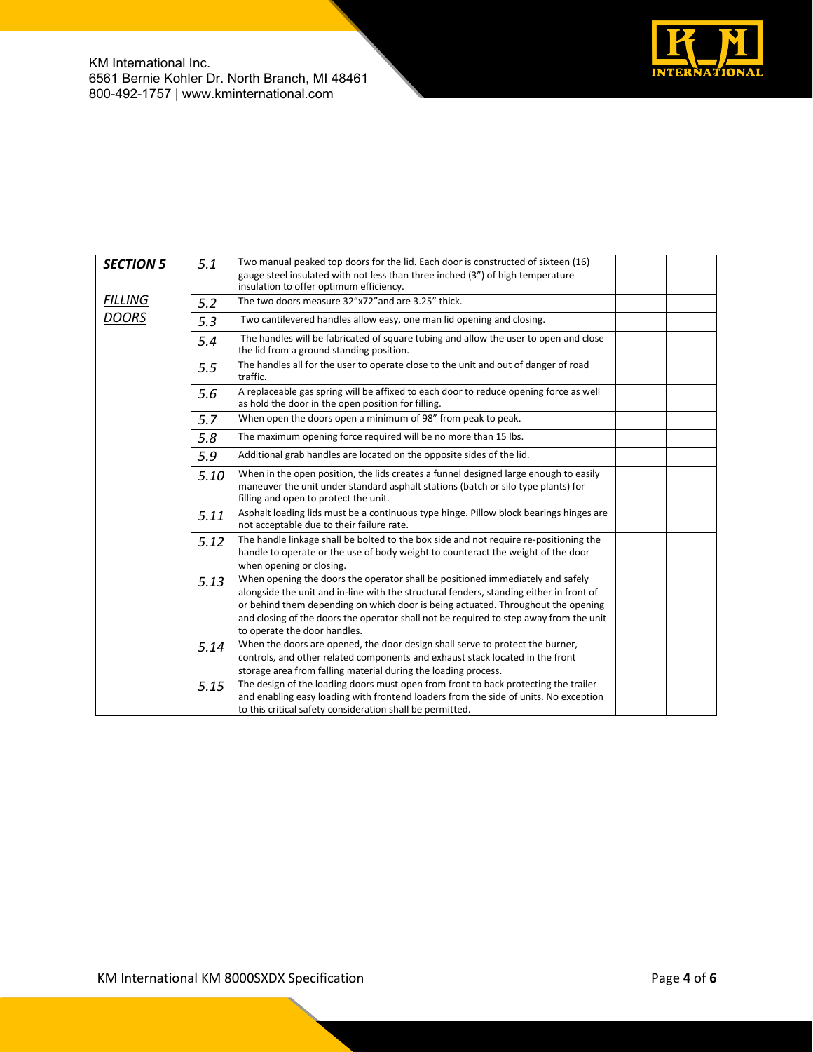| | | | | |
|---|---|---|---|---|
| ***SECTION 5*** | *5.1* | Two manual peaked top doors for the lid. Each door is constructed of sixteen (16) gauge steel insulated with not less than three inched (3") of high temperature insulation to offer optimum efficiency. | | |
| ***FILLING DOORS*** | *5.2* | The two doors measure 32"x72"and are 3.25" thick. | | |
| | *5.3* | Two cantilevered handles allow easy, one man lid opening and closing. | | |
| | *5.4* | The handles will be fabricated of square tubing and allow the user to open and close the lid from a ground standing position. | | |
| | *5.5* | The handles all for the user to operate close to the unit and out of danger of road traffic. | | |
| | *5.6* | A replaceable gas spring will be affixed to each door to reduce opening force as well as hold the door in the open position for filling. | | |
| | *5.7* | When open the doors open a minimum of 98" from peak to peak. | | |
| | *5.8* | The maximum opening force required will be no more than 15 lbs. | | |
| | *5.9* | Additional grab handles are located on the opposite sides of the lid. | | |
| | *5.10* | When in the open position, the lids creates a funnel designed large enough to easily maneuver the unit under standard asphalt stations (batch or silo type plants) for filling and open to protect the unit. | | |
| | *5.11* | Asphalt loading lids must be a continuous type hinge. Pillow block bearings hinges are not acceptable due to their failure rate. | | |
| | *5.12* | The handle linkage shall be bolted to the box side and not require re-positioning the handle to operate or the use of body weight to counteract the weight of the door when opening or closing. | | |
| | *5.13* | When opening the doors the operator shall be positioned immediately and safely alongside the unit and in-line with the structural fenders, standing either in front of or behind them depending on which door is being actuated. Throughout the opening and closing of the doors the operator shall not be required to step away from the unit to operate the door handles. | | |
| | *5.14* | When the doors are opened, the door design shall serve to protect the burner, controls, and other related components and exhaust stack located in the front storage area from falling material during the loading process. | | |
| | *5.15* | The design of the loading doors must open from front to back protecting the trailer and enabling easy loading with frontend loaders from the side of units. No exception to this critical safety consideration shall be permitted. | | |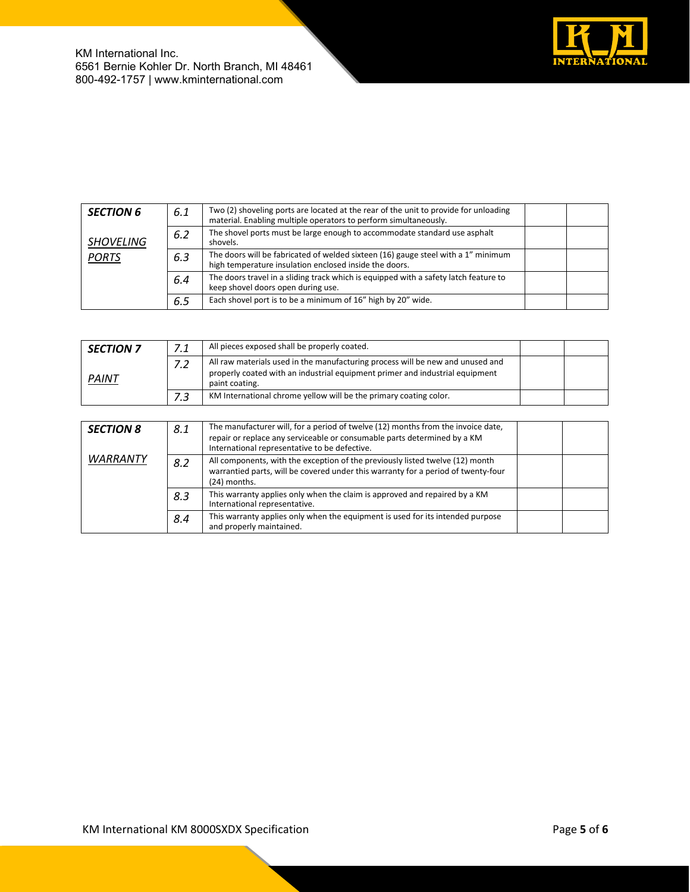KM International Inc.
6561 Bernie Kohler Dr. North Branch, MI 48461
800-492-1757 | www.kminternational.com

| | | | | |
|---|---|---|---|---|
| ***SECTION 6*** <br><br> ***SHOVELING PORTS*** | *6.1* | Two (2) shoveling ports are located at the rear of the unit to provide for unloading material. Enabling multiple operators to perform simultaneously. | | |
| | *6.2* | The shovel ports must be large enough to accommodate standard use asphalt shovels. | | |
| | *6.3* | The doors will be fabricated of welded sixteen (16) gauge steel with a 1" minimum high temperature insulation enclosed inside the doors. | | |
| | *6.4* | The doors travel in a sliding track which is equipped with a safety latch feature to keep shovel doors open during use. | | |
| | *6.5* | Each shovel port is to be a minimum of 16" high by 20" wide. | | |

| | | | | |
|---|---|---|---|---|
| ***SECTION 7*** <br><br> ***PAINT*** | *7.1* | All pieces exposed shall be properly coated. | | |
| | *7.2* | All raw materials used in the manufacturing process will be new and unused and properly coated with an industrial equipment primer and industrial equipment paint coating. | | |
| | *7.3* | KM International chrome yellow will be the primary coating color. | | |

| | | | | |
|---|---|---|---|---|
| ***SECTION 8*** <br><br> ***WARRANTY*** | *8.1* | The manufacturer will, for a period of twelve (12) months from the invoice date, repair or replace any serviceable or consumable parts determined by a KM International representative to be defective. | | |
| | *8.2* | All components, with the exception of the previously listed twelve (12) month warrantied parts, will be covered under this warranty for a period of twenty-four (24) months. | | |
| | *8.3* | This warranty applies only when the claim is approved and repaired by a KM International representative. | | |
| | *8.4* | This warranty applies only when the equipment is used for its intended purpose and properly maintained. | | |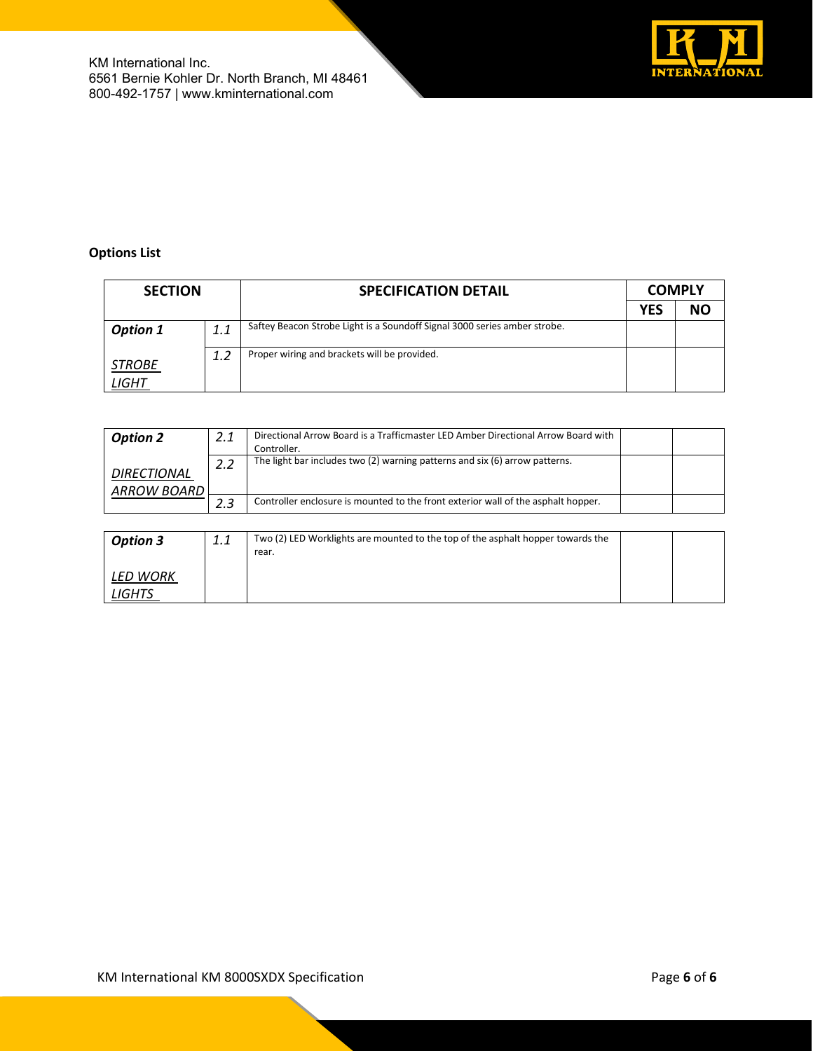**Options List**

| SECTION | | SPECIFICATION DETAIL | COMPLY | |
|---|---|---|---|---|
| | | | YES | NO |
| ***Option 1*** *STROBE LIGHT* | *1.1* | Saftey Beacon Strobe Light is a Soundoff Signal 3000 series amber strobe. | | |
| | *1.2* | Proper wiring and brackets will be provided. | | |

| | | | | |
|---|---|---|---|---|
| ***Option 2*** *DIRECTIONAL ARROW BOARD* | *2.1* | Directional Arrow Board is a Trafficmaster LED Amber Directional Arrow Board with Controller. | | |
| | *2.2* | The light bar includes two (2) warning patterns and six (6) arrow patterns. | | |
| | *2.3* | Controller enclosure is mounted to the front exterior wall of the asphalt hopper. | | |

| | | | | |
|---|---|---|---|---|
| ***Option 3*** *LED WORK LIGHTS* | *1.1* | Two (2) LED Worklights are mounted to the top of the asphalt hopper towards the rear. | | |